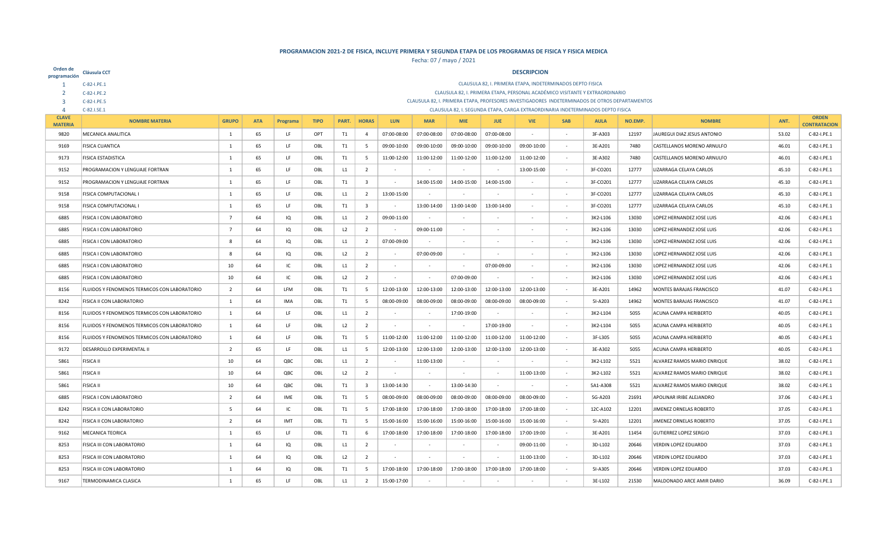# PROGRAMACION 2021-2 DE FISICA, INCLUYE PRIMERA Y SEGUNDA ETAPA DE LOS PROGRAMAS DE FISICA Y FISICA MEDICA

Fecha: 07 / mayo / 2021

| Orden de programación | Cláusula CCT | DESCRIPCION |
|---|---|---|
| 1 | C-82-I.PE.1 | CLAUSULA 82, I. PRIMERA ETAPA, INDETERMINADOS DEPTO FISICA |
| 2 | C-82-I.PE.2 | CLAUSULA 82, I. PRIMERA ETAPA, PERSONAL ACADÉMICO VISITANTE Y EXTRAORDINARIO |
| 3 | C-82-I.PE.5 | CLAUSULA 82, I. PRIMERA ETAPA, PROFESORES INVESTIGADORES INDETERMINADOS DE OTROS DEPARTAMENTOS |
| 4 | C-82.I.SE.1 | CLAUSULA 82, I. SEGUNDA ETAPA, CARGA EXTRAORDINARIA INDETERMINADOS DEPTO FISICA |

| CLAVE MATERIA | NOMBRE MATERIA | GRUPO | ATA | Programa | TIPO | PART. | HORAS | LUN | MAR | MIE | JUE | VIE | SAB | AULA | NO.EMP. | NOMBRE | ANT. | ORDEN CONTRATACION |
|---|---|---|---|---|---|---|---|---|---|---|---|---|---|---|---|---|---|---|
| 9820 | MECANICA ANALITICA | 1 | 65 | LF | OPT | T1 | 4 | 07:00-08:00 | 07:00-08:00 | 07:00-08:00 | 07:00-08:00 | - | - | 3F-A303 | 12197 | JAUREGUI DIAZ JESUS ANTONIO | 53.02 | C-82-I.PE.1 |
| 9169 | FISICA CUANTICA | 1 | 65 | LF | OBL | T1 | 5 | 09:00-10:00 | 09:00-10:00 | 09:00-10:00 | 09:00-10:00 | 09:00-10:00 | - | 3E-A201 | 7480 | CASTELLANOS MORENO ARNULFO | 46.01 | C-82-I.PE.1 |
| 9173 | FISICA ESTADISTICA | 1 | 65 | LF | OBL | T1 | 5 | 11:00-12:00 | 11:00-12:00 | 11:00-12:00 | 11:00-12:00 | 11:00-12:00 | - | 3E-A302 | 7480 | CASTELLANOS MORENO ARNULFO | 46.01 | C-82-I.PE.1 |
| 9152 | PROGRAMACION Y LENGUAJE FORTRAN | 1 | 65 | LF | OBL | L1 | 2 | - | - | - | - | 13:00-15:00 | - | 3F-CO201 | 12777 | LIZARRAGA CELAYA CARLOS | 45.10 | C-82-I.PE.1 |
| 9152 | PROGRAMACION Y LENGUAJE FORTRAN | 1 | 65 | LF | OBL | T1 | 3 | - | 14:00-15:00 | 14:00-15:00 | 14:00-15:00 | - | - | 3F-CO201 | 12777 | LIZARRAGA CELAYA CARLOS | 45.10 | C-82-I.PE.1 |
| 9158 | FISICA COMPUTACIONAL I | 1 | 65 | LF | OBL | L1 | 2 | 13:00-15:00 | - | - | - | - | - | 3F-CO201 | 12777 | LIZARRAGA CELAYA CARLOS | 45.10 | C-82-I.PE.1 |
| 9158 | FISICA COMPUTACIONAL I | 1 | 65 | LF | OBL | T1 | 3 | - | 13:00-14:00 | 13:00-14:00 | 13:00-14:00 | - | - | 3F-CO201 | 12777 | LIZARRAGA CELAYA CARLOS | 45.10 | C-82-I.PE.1 |
| 6885 | FISICA I CON LABORATORIO | 7 | 64 | IQ | OBL | L1 | 2 | 09:00-11:00 | - | - | - | - | - | 3K2-L106 | 13030 | LOPEZ HERNANDEZ JOSE LUIS | 42.06 | C-82-I.PE.1 |
| 6885 | FISICA I CON LABORATORIO | 7 | 64 | IQ | OBL | L2 | 2 | - | 09:00-11:00 | - | - | - | - | 3K2-L106 | 13030 | LOPEZ HERNANDEZ JOSE LUIS | 42.06 | C-82-I.PE.1 |
| 6885 | FISICA I CON LABORATORIO | 8 | 64 | IQ | OBL | L1 | 2 | 07:00-09:00 | - | - | - | - | - | 3K2-L106 | 13030 | LOPEZ HERNANDEZ JOSE LUIS | 42.06 | C-82-I.PE.1 |
| 6885 | FISICA I CON LABORATORIO | 8 | 64 | IQ | OBL | L2 | 2 | - | 07:00-09:00 | - | - | - | - | 3K2-L106 | 13030 | LOPEZ HERNANDEZ JOSE LUIS | 42.06 | C-82-I.PE.1 |
| 6885 | FISICA I CON LABORATORIO | 10 | 64 | IC | OBL | L1 | 2 | - | - | - | 07:00-09:00 | - | - | 3K2-L106 | 13030 | LOPEZ HERNANDEZ JOSE LUIS | 42.06 | C-82-I.PE.1 |
| 6885 | FISICA I CON LABORATORIO | 10 | 64 | IC | OBL | L2 | 2 | - | - | 07:00-09:00 | - | - | - | 3K2-L106 | 13030 | LOPEZ HERNANDEZ JOSE LUIS | 42.06 | C-82-I.PE.1 |
| 8156 | FLUIDOS Y FENOMENOS TERMICOS CON LABORATORIO | 2 | 64 | LFM | OBL | T1 | 5 | 12:00-13:00 | 12:00-13:00 | 12:00-13:00 | 12:00-13:00 | 12:00-13:00 | - | 3E-A201 | 14962 | MONTES BARAJAS FRANCISCO | 41.07 | C-82-I.PE.1 |
| 8242 | FISICA II CON LABORATORIO | 1 | 64 | IMA | OBL | T1 | 5 | 08:00-09:00 | 08:00-09:00 | 08:00-09:00 | 08:00-09:00 | 08:00-09:00 | - | 5I-A203 | 14962 | MONTES BARAJAS FRANCISCO | 41.07 | C-82-I.PE.1 |
| 8156 | FLUIDOS Y FENOMENOS TERMICOS CON LABORATORIO | 1 | 64 | LF | OBL | L1 | 2 | - | - | 17:00-19:00 | - | - | - | 3K2-L104 | 5055 | ACUNA CAMPA HERIBERTO | 40.05 | C-82-I.PE.1 |
| 8156 | FLUIDOS Y FENOMENOS TERMICOS CON LABORATORIO | 1 | 64 | LF | OBL | L2 | 2 | - | - | - | 17:00-19:00 | - | - | 3K2-L104 | 5055 | ACUNA CAMPA HERIBERTO | 40.05 | C-82-I.PE.1 |
| 8156 | FLUIDOS Y FENOMENOS TERMICOS CON LABORATORIO | 1 | 64 | LF | OBL | T1 | 5 | 11:00-12:00 | 11:00-12:00 | 11:00-12:00 | 11:00-12:00 | 11:00-12:00 | - | 3F-L305 | 5055 | ACUNA CAMPA HERIBERTO | 40.05 | C-82-I.PE.1 |
| 9172 | DESARROLLO EXPERIMENTAL II | 2 | 65 | LF | OBL | L1 | 5 | 12:00-13:00 | 12:00-13:00 | 12:00-13:00 | 12:00-13:00 | 12:00-13:00 | - | 3E-A302 | 5055 | ACUNA CAMPA HERIBERTO | 40.05 | C-82-I.PE.1 |
| 5861 | FISICA II | 10 | 64 | QBC | OBL | L1 | 2 | - | 11:00-13:00 | - | - | - | - | 3K2-L102 | 5521 | ALVAREZ RAMOS MARIO ENRIQUE | 38.02 | C-82-I.PE.1 |
| 5861 | FISICA II | 10 | 64 | QBC | OBL | L2 | 2 | - | - | - | - | 11:00-13:00 | - | 3K2-L102 | 5521 | ALVAREZ RAMOS MARIO ENRIQUE | 38.02 | C-82-I.PE.1 |
| 5861 | FISICA II | 10 | 64 | QBC | OBL | T1 | 3 | 13:00-14:30 | - | 13:00-14:30 | - | - | - | 5A1-A308 | 5521 | ALVAREZ RAMOS MARIO ENRIQUE | 38.02 | C-82-I.PE.1 |
| 6885 | FISICA I CON LABORATORIO | 2 | 64 | IME | OBL | T1 | 5 | 08:00-09:00 | 08:00-09:00 | 08:00-09:00 | 08:00-09:00 | 08:00-09:00 | - | 5G-A203 | 21691 | APOLINAR IRIBE ALEJANDRO | 37.06 | C-82-I.PE.1 |
| 8242 | FISICA II CON LABORATORIO | 5 | 64 | IC | OBL | T1 | 5 | 17:00-18:00 | 17:00-18:00 | 17:00-18:00 | 17:00-18:00 | 17:00-18:00 | - | 12C-A102 | 12201 | JIMENEZ ORNELAS ROBERTO | 37.05 | C-82-I.PE.1 |
| 8242 | FISICA II CON LABORATORIO | 2 | 64 | IMT | OBL | T1 | 5 | 15:00-16:00 | 15:00-16:00 | 15:00-16:00 | 15:00-16:00 | 15:00-16:00 | - | 5I-A201 | 12201 | JIMENEZ ORNELAS ROBERTO | 37.05 | C-82-I.PE.1 |
| 9162 | MECANICA TEORICA | 1 | 65 | LF | OBL | T1 | 6 | 17:00-18:00 | 17:00-18:00 | 17:00-18:00 | 17:00-18:00 | 17:00-19:00 | - | 3E-A201 | 11454 | GUTIERREZ LOPEZ SERGIO | 37.03 | C-82-I.PE.1 |
| 8253 | FISICA III CON LABORATORIO | 1 | 64 | IQ | OBL | L1 | 2 | - | - | - | - | 09:00-11:00 | - | 3D-L102 | 20646 | VERDIN LOPEZ EDUARDO | 37.03 | C-82-I.PE.1 |
| 8253 | FISICA III CON LABORATORIO | 1 | 64 | IQ | OBL | L2 | 2 | - | - | - | - | 11:00-13:00 | - | 3D-L102 | 20646 | VERDIN LOPEZ EDUARDO | 37.03 | C-82-I.PE.1 |
| 8253 | FISICA III CON LABORATORIO | 1 | 64 | IQ | OBL | T1 | 5 | 17:00-18:00 | 17:00-18:00 | 17:00-18:00 | 17:00-18:00 | 17:00-18:00 | - | 5I-A305 | 20646 | VERDIN LOPEZ EDUARDO | 37.03 | C-82-I.PE.1 |
| 9167 | TERMODINAMICA CLASICA | 1 | 65 | LF | OBL | L1 | 2 | 15:00-17:00 | - | - | - | - | - | 3E-L102 | 21530 | MALDONADO ARCE AMIR DARIO | 36.09 | C-82-I.PE.1 |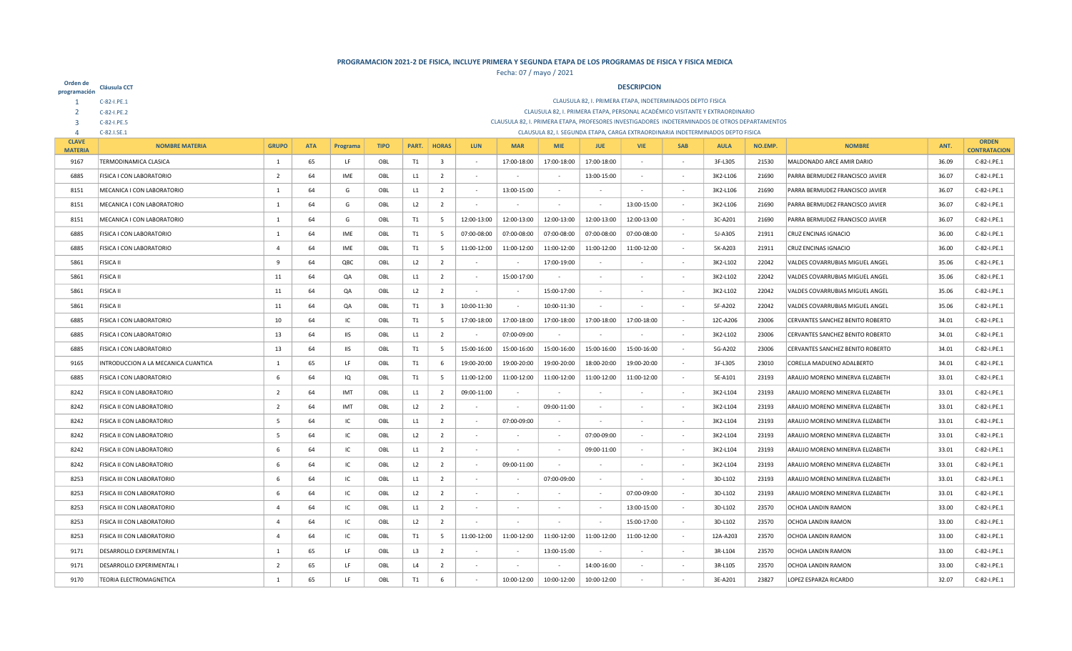## PROGRAMACION 2021-2 DE FISICA, INCLUYE PRIMERA Y SEGUNDA ETAPA DE LOS PROGRAMAS DE FISICA Y FISICA MEDICA

Fecha: 07 / mayo / 2021

| Orden de programación | Cláusula CCT | DESCRIPCION |
|---|---|---|
| 1 | C-82-I.PE.1 | CLAUSULA 82, I. PRIMERA ETAPA, INDETERMINADOS DEPTO FISICA |
| 2 | C-82-I.PE.2 | CLAUSULA 82, I. PRIMERA ETAPA, PERSONAL ACADÉMICO VISITANTE Y EXTRAORDINARIO |
| 3 | C-82-I.PE.5 | CLAUSULA 82, I. PRIMERA ETAPA, PROFESORES INVESTIGADORES INDETERMINADOS DE OTROS DEPARTAMENTOS |
| 4 | C-82.I.SE.1 | CLAUSULA 82, I. SEGUNDA ETAPA, CARGA EXTRAORDINARIA INDETERMINADOS DEPTO FISICA |

| CLAVE MATERIA | NOMBRE MATERIA | GRUPO | ATA | Programa | TIPO | PART. | HORAS | LUN | MAR | MIE | JUE | VIE | SAB | AULA | NO.EMP. | NOMBRE | ANT. | ORDEN CONTRATACION |
|---|---|---|---|---|---|---|---|---|---|---|---|---|---|---|---|---|---|---|
| 9167 | TERMODINAMICA CLASICA | 1 | 65 | LF | OBL | T1 | 3 | - | 17:00-18:00 | 17:00-18:00 | 17:00-18:00 | - | - | 3F-L305 | 21530 | MALDONADO ARCE AMIR DARIO | 36.09 | C-82-I.PE.1 |
| 6885 | FISICA I CON LABORATORIO | 2 | 64 | IME | OBL | L1 | 2 | - | - | - | 13:00-15:00 | - | - | 3K2-L106 | 21690 | PARRA BERMUDEZ FRANCISCO JAVIER | 36.07 | C-82-I.PE.1 |
| 8151 | MECANICA I CON LABORATORIO | 1 | 64 | G | OBL | L1 | 2 | - | 13:00-15:00 | - | - | - | - | 3K2-L106 | 21690 | PARRA BERMUDEZ FRANCISCO JAVIER | 36.07 | C-82-I.PE.1 |
| 8151 | MECANICA I CON LABORATORIO | 1 | 64 | G | OBL | L2 | 2 | - | - | - | - | 13:00-15:00 | - | 3K2-L106 | 21690 | PARRA BERMUDEZ FRANCISCO JAVIER | 36.07 | C-82-I.PE.1 |
| 8151 | MECANICA I CON LABORATORIO | 1 | 64 | G | OBL | T1 | 5 | 12:00-13:00 | 12:00-13:00 | 12:00-13:00 | 12:00-13:00 | 12:00-13:00 | - | 3C-A201 | 21690 | PARRA BERMUDEZ FRANCISCO JAVIER | 36.07 | C-82-I.PE.1 |
| 6885 | FISICA I CON LABORATORIO | 1 | 64 | IME | OBL | T1 | 5 | 07:00-08:00 | 07:00-08:00 | 07:00-08:00 | 07:00-08:00 | 07:00-08:00 | - | 5J-A305 | 21911 | CRUZ ENCINAS IGNACIO | 36.00 | C-82-I.PE.1 |
| 6885 | FISICA I CON LABORATORIO | 4 | 64 | IME | OBL | T1 | 5 | 11:00-12:00 | 11:00-12:00 | 11:00-12:00 | 11:00-12:00 | 11:00-12:00 | - | 5K-A203 | 21911 | CRUZ ENCINAS IGNACIO | 36.00 | C-82-I.PE.1 |
| 5861 | FISICA II | 9 | 64 | QBC | OBL | L2 | 2 | - | - | 17:00-19:00 | - | - | - | 3K2-L102 | 22042 | VALDES COVARRUBIAS MIGUEL ANGEL | 35.06 | C-82-I.PE.1 |
| 5861 | FISICA II | 11 | 64 | QA | OBL | L1 | 2 | - | 15:00-17:00 | - | - | - | - | 3K2-L102 | 22042 | VALDES COVARRUBIAS MIGUEL ANGEL | 35.06 | C-82-I.PE.1 |
| 5861 | FISICA II | 11 | 64 | QA | OBL | L2 | 2 | - | - | 15:00-17:00 | - | - | - | 3K2-L102 | 22042 | VALDES COVARRUBIAS MIGUEL ANGEL | 35.06 | C-82-I.PE.1 |
| 5861 | FISICA II | 11 | 64 | QA | OBL | T1 | 3 | 10:00-11:30 | - | 10:00-11:30 | - | - | - | 5F-A202 | 22042 | VALDES COVARRUBIAS MIGUEL ANGEL | 35.06 | C-82-I.PE.1 |
| 6885 | FISICA I CON LABORATORIO | 10 | 64 | IC | OBL | T1 | 5 | 17:00-18:00 | 17:00-18:00 | 17:00-18:00 | 17:00-18:00 | 17:00-18:00 | - | 12C-A206 | 23006 | CERVANTES SANCHEZ BENITO ROBERTO | 34.01 | C-82-I.PE.1 |
| 6885 | FISICA I CON LABORATORIO | 13 | 64 | IIS | OBL | L1 | 2 | - | 07:00-09:00 | - | - | - | - | 3K2-L102 | 23006 | CERVANTES SANCHEZ BENITO ROBERTO | 34.01 | C-82-I.PE.1 |
| 6885 | FISICA I CON LABORATORIO | 13 | 64 | IIS | OBL | T1 | 5 | 15:00-16:00 | 15:00-16:00 | 15:00-16:00 | 15:00-16:00 | 15:00-16:00 | - | 5G-A202 | 23006 | CERVANTES SANCHEZ BENITO ROBERTO | 34.01 | C-82-I.PE.1 |
| 9165 | INTRODUCCION A LA MECANICA CUANTICA | 1 | 65 | LF | OBL | T1 | 6 | 19:00-20:00 | 19:00-20:00 | 19:00-20:00 | 18:00-20:00 | 19:00-20:00 | - | 3F-L305 | 23010 | CORELLA MADUENO ADALBERTO | 34.01 | C-82-I.PE.1 |
| 6885 | FISICA I CON LABORATORIO | 6 | 64 | IQ | OBL | T1 | 5 | 11:00-12:00 | 11:00-12:00 | 11:00-12:00 | 11:00-12:00 | 11:00-12:00 | - | 5E-A101 | 23193 | ARAUJO MORENO MINERVA ELIZABETH | 33.01 | C-82-I.PE.1 |
| 8242 | FISICA II CON LABORATORIO | 2 | 64 | IMT | OBL | L1 | 2 | 09:00-11:00 | - | - | - | - | - | 3K2-L104 | 23193 | ARAUJO MORENO MINERVA ELIZABETH | 33.01 | C-82-I.PE.1 |
| 8242 | FISICA II CON LABORATORIO | 2 | 64 | IMT | OBL | L2 | 2 | - | - | 09:00-11:00 | - | - | - | 3K2-L104 | 23193 | ARAUJO MORENO MINERVA ELIZABETH | 33.01 | C-82-I.PE.1 |
| 8242 | FISICA II CON LABORATORIO | 5 | 64 | IC | OBL | L1 | 2 | - | 07:00-09:00 | - | - | - | - | 3K2-L104 | 23193 | ARAUJO MORENO MINERVA ELIZABETH | 33.01 | C-82-I.PE.1 |
| 8242 | FISICA II CON LABORATORIO | 5 | 64 | IC | OBL | L2 | 2 | - | - | - | 07:00-09:00 | - | - | 3K2-L104 | 23193 | ARAUJO MORENO MINERVA ELIZABETH | 33.01 | C-82-I.PE.1 |
| 8242 | FISICA II CON LABORATORIO | 6 | 64 | IC | OBL | L1 | 2 | - | - | - | 09:00-11:00 | - | - | 3K2-L104 | 23193 | ARAUJO MORENO MINERVA ELIZABETH | 33.01 | C-82-I.PE.1 |
| 8242 | FISICA II CON LABORATORIO | 6 | 64 | IC | OBL | L2 | 2 | - | 09:00-11:00 | - | - | - | - | 3K2-L104 | 23193 | ARAUJO MORENO MINERVA ELIZABETH | 33.01 | C-82-I.PE.1 |
| 8253 | FISICA III CON LABORATORIO | 6 | 64 | IC | OBL | L1 | 2 | - | - | 07:00-09:00 | - | - | - | 3D-L102 | 23193 | ARAUJO MORENO MINERVA ELIZABETH | 33.01 | C-82-I.PE.1 |
| 8253 | FISICA III CON LABORATORIO | 6 | 64 | IC | OBL | L2 | 2 | - | - | - | - | 07:00-09:00 | - | 3D-L102 | 23193 | ARAUJO MORENO MINERVA ELIZABETH | 33.01 | C-82-I.PE.1 |
| 8253 | FISICA III CON LABORATORIO | 4 | 64 | IC | OBL | L1 | 2 | - | - | - | - | 13:00-15:00 | - | 3D-L102 | 23570 | OCHOA LANDIN RAMON | 33.00 | C-82-I.PE.1 |
| 8253 | FISICA III CON LABORATORIO | 4 | 64 | IC | OBL | L2 | 2 | - | - | - | - | 15:00-17:00 | - | 3D-L102 | 23570 | OCHOA LANDIN RAMON | 33.00 | C-82-I.PE.1 |
| 8253 | FISICA III CON LABORATORIO | 4 | 64 | IC | OBL | T1 | 5 | 11:00-12:00 | 11:00-12:00 | 11:00-12:00 | 11:00-12:00 | 11:00-12:00 | - | 12A-A203 | 23570 | OCHOA LANDIN RAMON | 33.00 | C-82-I.PE.1 |
| 9171 | DESARROLLO EXPERIMENTAL I | 1 | 65 | LF | OBL | L3 | 2 | - | - | 13:00-15:00 | - | - | - | 3R-L104 | 23570 | OCHOA LANDIN RAMON | 33.00 | C-82-I.PE.1 |
| 9171 | DESARROLLO EXPERIMENTAL I | 2 | 65 | LF | OBL | L4 | 2 | - | - | - | 14:00-16:00 | - | - | 3R-L105 | 23570 | OCHOA LANDIN RAMON | 33.00 | C-82-I.PE.1 |
| 9170 | TEORIA ELECTROMAGNETICA | 1 | 65 | LF | OBL | T1 | 6 | - | 10:00-12:00 | 10:00-12:00 | 10:00-12:00 | - | - | 3E-A201 | 23827 | LOPEZ ESPARZA RICARDO | 32.07 | C-82-I.PE.1 |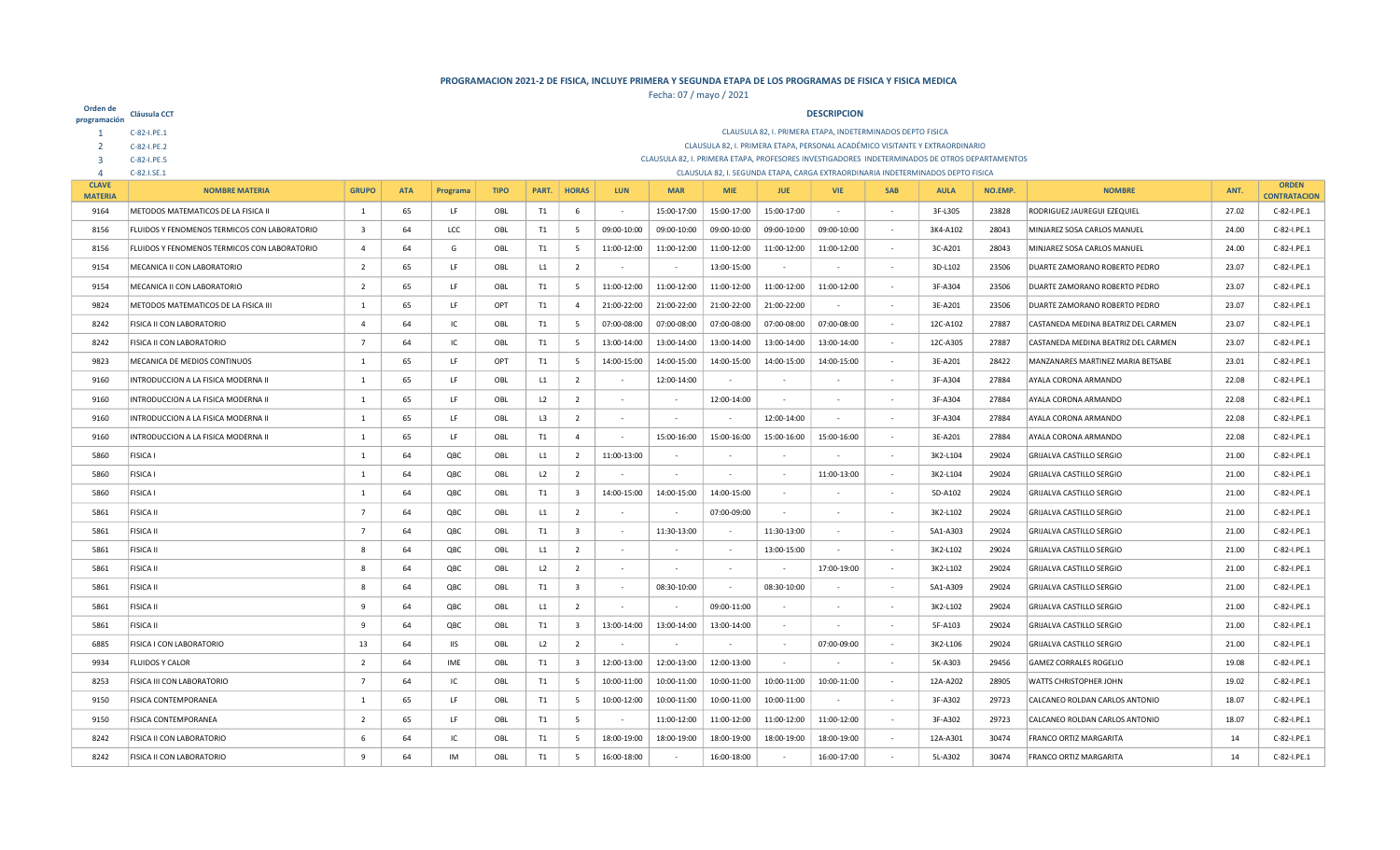# PROGRAMACION 2021-2 DE FISICA, INCLUYE PRIMERA Y SEGUNDA ETAPA DE LOS PROGRAMAS DE FISICA Y FISICA MEDICA

Fecha: 07 / mayo / 2021

| Orden de programación | Cláusula CCT | DESCRIPCION |
|---|---|---|
| 1 | C-82-I.PE.1 | CLAUSULA 82, I. PRIMERA ETAPA, INDETERMINADOS DEPTO FISICA |
| 2 | C-82-I.PE.2 | CLAUSULA 82, I. PRIMERA ETAPA, PERSONAL ACADÉMICO VISITANTE Y EXTRAORDINARIO |
| 3 | C-82-I.PE.5 | CLAUSULA 82, I. PRIMERA ETAPA, PROFESORES INVESTIGADORES INDETERMINADOS DE OTROS DEPARTAMENTOS |
| 4 | C-82.I.SE.1 | CLAUSULA 82, I. SEGUNDA ETAPA, CARGA EXTRAORDINARIA INDETERMINADOS DEPTO FISICA |

| CLAVE MATERIA | NOMBRE MATERIA | GRUPO | ATA | Programa | TIPO | PART. | HORAS | LUN | MAR | MIE | JUE | VIE | SAB | AULA | NO.EMP. | NOMBRE | ANT. | ORDEN CONTRATACION |
|---|---|---|---|---|---|---|---|---|---|---|---|---|---|---|---|---|---|---|
| 9164 | METODOS MATEMATICOS DE LA FISICA II | 1 | 65 | LF | OBL | T1 | 6 | - | 15:00-17:00 | 15:00-17:00 | 15:00-17:00 | - | - | 3F-L305 | 23828 | RODRIGUEZ JAUREGUI EZEQUIEL | 27.02 | C-82-I.PE.1 |
| 8156 | FLUIDOS Y FENOMENOS TERMICOS CON LABORATORIO | 3 | 64 | LCC | OBL | T1 | 5 | 09:00-10:00 | 09:00-10:00 | 09:00-10:00 | 09:00-10:00 | 09:00-10:00 | - | 3K4-A102 | 28043 | MINJAREZ SOSA CARLOS MANUEL | 24.00 | C-82-I.PE.1 |
| 8156 | FLUIDOS Y FENOMENOS TERMICOS CON LABORATORIO | 4 | 64 | G | OBL | T1 | 5 | 11:00-12:00 | 11:00-12:00 | 11:00-12:00 | 11:00-12:00 | 11:00-12:00 | - | 3C-A201 | 28043 | MINJAREZ SOSA CARLOS MANUEL | 24.00 | C-82-I.PE.1 |
| 9154 | MECANICA II CON LABORATORIO | 2 | 65 | LF | OBL | L1 | 2 | - | - | 13:00-15:00 | - | - | - | 3D-L102 | 23506 | DUARTE ZAMORANO ROBERTO PEDRO | 23.07 | C-82-I.PE.1 |
| 9154 | MECANICA II CON LABORATORIO | 2 | 65 | LF | OBL | T1 | 5 | 11:00-12:00 | 11:00-12:00 | 11:00-12:00 | 11:00-12:00 | 11:00-12:00 | - | 3F-A304 | 23506 | DUARTE ZAMORANO ROBERTO PEDRO | 23.07 | C-82-I.PE.1 |
| 9824 | METODOS MATEMATICOS DE LA FISICA III | 1 | 65 | LF | OPT | T1 | 4 | 21:00-22:00 | 21:00-22:00 | 21:00-22:00 | 21:00-22:00 | - | - | 3E-A201 | 23506 | DUARTE ZAMORANO ROBERTO PEDRO | 23.07 | C-82-I.PE.1 |
| 8242 | FISICA II CON LABORATORIO | 4 | 64 | IC | OBL | T1 | 5 | 07:00-08:00 | 07:00-08:00 | 07:00-08:00 | 07:00-08:00 | 07:00-08:00 | - | 12C-A102 | 27887 | CASTANEDA MEDINA BEATRIZ DEL CARMEN | 23.07 | C-82-I.PE.1 |
| 8242 | FISICA II CON LABORATORIO | 7 | 64 | IC | OBL | T1 | 5 | 13:00-14:00 | 13:00-14:00 | 13:00-14:00 | 13:00-14:00 | 13:00-14:00 | - | 12C-A305 | 27887 | CASTANEDA MEDINA BEATRIZ DEL CARMEN | 23.07 | C-82-I.PE.1 |
| 9823 | MECANICA DE MEDIOS CONTINUOS | 1 | 65 | LF | OPT | T1 | 5 | 14:00-15:00 | 14:00-15:00 | 14:00-15:00 | 14:00-15:00 | 14:00-15:00 | - | 3E-A201 | 28422 | MANZANARES MARTINEZ MARIA BETSABE | 23.01 | C-82-I.PE.1 |
| 9160 | INTRODUCCION A LA FISICA MODERNA II | 1 | 65 | LF | OBL | L1 | 2 | - | 12:00-14:00 | - | - | - | - | 3F-A304 | 27884 | AYALA CORONA ARMANDO | 22.08 | C-82-I.PE.1 |
| 9160 | INTRODUCCION A LA FISICA MODERNA II | 1 | 65 | LF | OBL | L2 | 2 | - | - | 12:00-14:00 | - | - | - | 3F-A304 | 27884 | AYALA CORONA ARMANDO | 22.08 | C-82-I.PE.1 |
| 9160 | INTRODUCCION A LA FISICA MODERNA II | 1 | 65 | LF | OBL | L3 | 2 | - | - | - | 12:00-14:00 | - | - | 3F-A304 | 27884 | AYALA CORONA ARMANDO | 22.08 | C-82-I.PE.1 |
| 9160 | INTRODUCCION A LA FISICA MODERNA II | 1 | 65 | LF | OBL | T1 | 4 | - | 15:00-16:00 | 15:00-16:00 | 15:00-16:00 | 15:00-16:00 | - | 3E-A201 | 27884 | AYALA CORONA ARMANDO | 22.08 | C-82-I.PE.1 |
| 5860 | FISICA I | 1 | 64 | QBC | OBL | L1 | 2 | 11:00-13:00 | - | - | - | - | - | 3K2-L104 | 29024 | GRIJALVA CASTILLO SERGIO | 21.00 | C-82-I.PE.1 |
| 5860 | FISICA I | 1 | 64 | QBC | OBL | L2 | 2 | - | - | - | - | 11:00-13:00 | - | 3K2-L104 | 29024 | GRIJALVA CASTILLO SERGIO | 21.00 | C-82-I.PE.1 |
| 5860 | FISICA I | 1 | 64 | QBC | OBL | T1 | 3 | 14:00-15:00 | 14:00-15:00 | 14:00-15:00 | - | - | - | 5D-A102 | 29024 | GRIJALVA CASTILLO SERGIO | 21.00 | C-82-I.PE.1 |
| 5861 | FISICA II | 7 | 64 | QBC | OBL | L1 | 2 | - | - | 07:00-09:00 | - | - | - | 3K2-L102 | 29024 | GRIJALVA CASTILLO SERGIO | 21.00 | C-82-I.PE.1 |
| 5861 | FISICA II | 7 | 64 | QBC | OBL | T1 | 3 | - | 11:30-13:00 | - | 11:30-13:00 | - | - | 5A1-A303 | 29024 | GRIJALVA CASTILLO SERGIO | 21.00 | C-82-I.PE.1 |
| 5861 | FISICA II | 8 | 64 | QBC | OBL | L1 | 2 | - | - | - | 13:00-15:00 | - | - | 3K2-L102 | 29024 | GRIJALVA CASTILLO SERGIO | 21.00 | C-82-I.PE.1 |
| 5861 | FISICA II | 8 | 64 | QBC | OBL | L2 | 2 | - | - | - | - | 17:00-19:00 | - | 3K2-L102 | 29024 | GRIJALVA CASTILLO SERGIO | 21.00 | C-82-I.PE.1 |
| 5861 | FISICA II | 8 | 64 | QBC | OBL | T1 | 3 | - | 08:30-10:00 | - | 08:30-10:00 | - | - | 5A1-A309 | 29024 | GRIJALVA CASTILLO SERGIO | 21.00 | C-82-I.PE.1 |
| 5861 | FISICA II | 9 | 64 | QBC | OBL | L1 | 2 | - | - | 09:00-11:00 | - | - | - | 3K2-L102 | 29024 | GRIJALVA CASTILLO SERGIO | 21.00 | C-82-I.PE.1 |
| 5861 | FISICA II | 9 | 64 | QBC | OBL | T1 | 3 | 13:00-14:00 | 13:00-14:00 | 13:00-14:00 | - | - | - | 5F-A103 | 29024 | GRIJALVA CASTILLO SERGIO | 21.00 | C-82-I.PE.1 |
| 6885 | FISICA I CON LABORATORIO | 13 | 64 | IIS | OBL | L2 | 2 | - | - | - | - | 07:00-09:00 | - | 3K2-L106 | 29024 | GRIJALVA CASTILLO SERGIO | 21.00 | C-82-I.PE.1 |
| 9934 | FLUIDOS Y CALOR | 2 | 64 | IME | OBL | T1 | 3 | 12:00-13:00 | 12:00-13:00 | 12:00-13:00 | - | - | - | 5K-A303 | 29456 | GAMEZ CORRALES ROGELIO | 19.08 | C-82-I.PE.1 |
| 8253 | FISICA III CON LABORATORIO | 7 | 64 | IC | OBL | T1 | 5 | 10:00-11:00 | 10:00-11:00 | 10:00-11:00 | 10:00-11:00 | 10:00-11:00 | - | 12A-A202 | 28905 | WATTS CHRISTOPHER JOHN | 19.02 | C-82-I.PE.1 |
| 9150 | FISICA CONTEMPORANEA | 1 | 65 | LF | OBL | T1 | 5 | 10:00-12:00 | 10:00-11:00 | 10:00-11:00 | 10:00-11:00 | - | - | 3F-A302 | 29723 | CALCANEO ROLDAN CARLOS ANTONIO | 18.07 | C-82-I.PE.1 |
| 9150 | FISICA CONTEMPORANEA | 2 | 65 | LF | OBL | T1 | 5 | - | 11:00-12:00 | 11:00-12:00 | 11:00-12:00 | 11:00-12:00 | - | 3F-A302 | 29723 | CALCANEO ROLDAN CARLOS ANTONIO | 18.07 | C-82-I.PE.1 |
| 8242 | FISICA II CON LABORATORIO | 6 | 64 | IC | OBL | T1 | 5 | 18:00-19:00 | 18:00-19:00 | 18:00-19:00 | 18:00-19:00 | 18:00-19:00 | - | 12A-A301 | 30474 | FRANCO ORTIZ MARGARITA | 14 | C-82-I.PE.1 |
| 8242 | FISICA II CON LABORATORIO | 9 | 64 | IM | OBL | T1 | 5 | 16:00-18:00 | - | 16:00-18:00 | - | 16:00-17:00 | - | 5L-A302 | 30474 | FRANCO ORTIZ MARGARITA | 14 | C-82-I.PE.1 |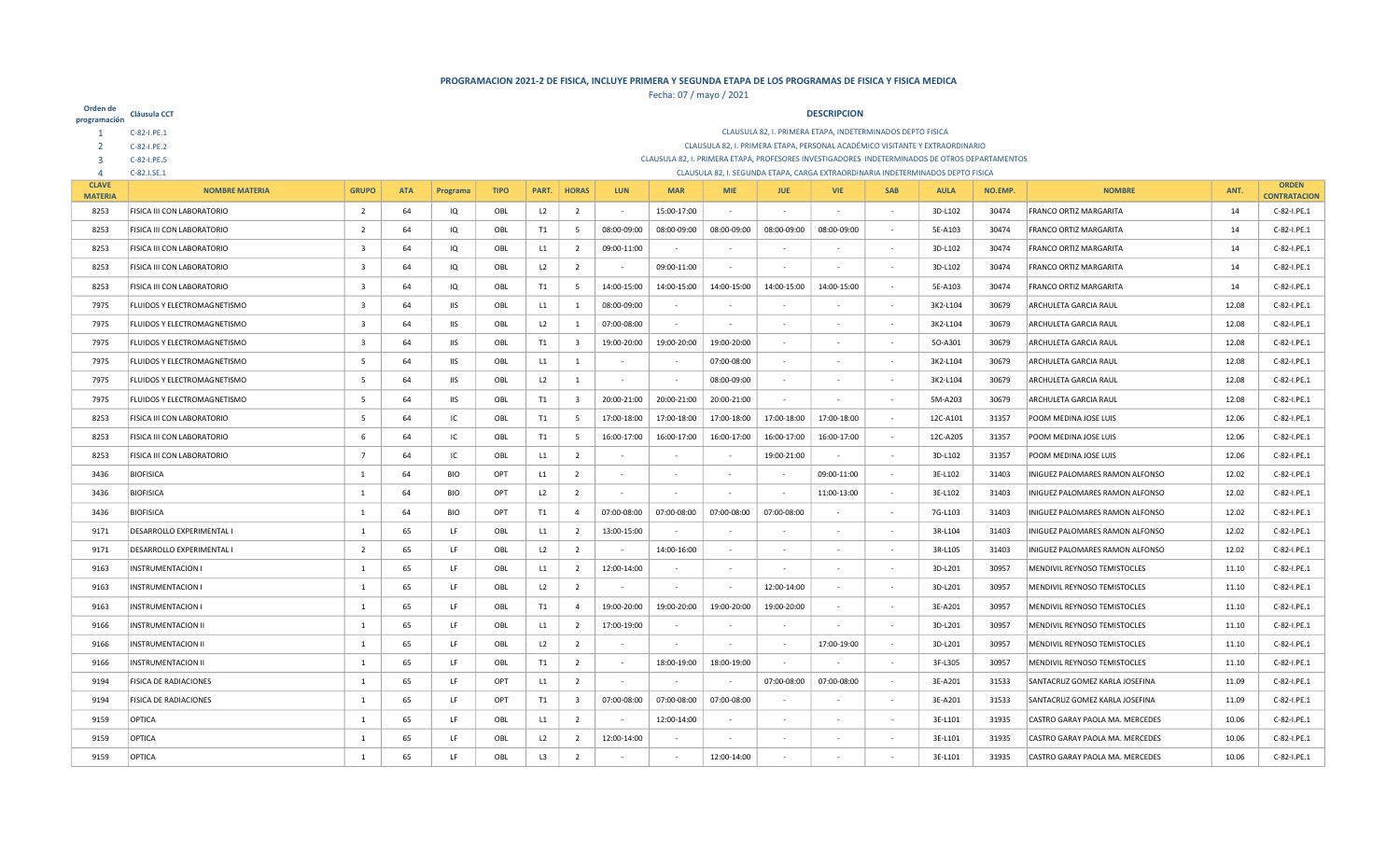# PROGRAMACION 2021-2 DE FISICA, INCLUYE PRIMERA Y SEGUNDA ETAPA DE LOS PROGRAMAS DE FISICA Y FISICA MEDICA

Fecha: 07 / mayo / 2021

| Orden de programación | Cláusula CCT | DESCRIPCION |
|---|---|---|
| 1 | C-82-I.PE.1 | CLAUSULA 82, I. PRIMERA ETAPA, INDETERMINADOS DEPTO FISICA |
| 2 | C-82-I.PE.2 | CLAUSULA 82, I. PRIMERA ETAPA, PERSONAL ACADÉMICO VISITANTE Y EXTRAORDINARIO |
| 3 | C-82-I.PE.5 | CLAUSULA 82, I. PRIMERA ETAPA, PROFESORES INVESTIGADORES INDETERMINADOS DE OTROS DEPARTAMENTOS |
| 4 | C-82.I.SE.1 | CLAUSULA 82, I. SEGUNDA ETAPA, CARGA EXTRAORDINARIA INDETERMINADOS DEPTO FISICA |

| CLAVE MATERIA | NOMBRE MATERIA | GRUPO | ATA | Programa | TIPO | PART. | HORAS | LUN | MAR | MIE | JUE | VIE | SAB | AULA | NO.EMP. | NOMBRE | ANT. | ORDEN CONTRATACION |
|---|---|---|---|---|---|---|---|---|---|---|---|---|---|---|---|---|---|---|
| 8253 | FISICA III CON LABORATORIO | 2 | 64 | IQ | OBL | L2 | 2 | - | 15:00-17:00 | - | - | - | - | 3D-L102 | 30474 | FRANCO ORTIZ MARGARITA | 14 | C-82-I.PE.1 |
| 8253 | FISICA III CON LABORATORIO | 2 | 64 | IQ | OBL | T1 | 5 | 08:00-09:00 | 08:00-09:00 | 08:00-09:00 | 08:00-09:00 | 08:00-09:00 | - | 5E-A103 | 30474 | FRANCO ORTIZ MARGARITA | 14 | C-82-I.PE.1 |
| 8253 | FISICA III CON LABORATORIO | 3 | 64 | IQ | OBL | L1 | 2 | 09:00-11:00 | - | - | - | - | - | 3D-L102 | 30474 | FRANCO ORTIZ MARGARITA | 14 | C-82-I.PE.1 |
| 8253 | FISICA III CON LABORATORIO | 3 | 64 | IQ | OBL | L2 | 2 | - | 09:00-11:00 | - | - | - | - | 3D-L102 | 30474 | FRANCO ORTIZ MARGARITA | 14 | C-82-I.PE.1 |
| 8253 | FISICA III CON LABORATORIO | 3 | 64 | IQ | OBL | T1 | 5 | 14:00-15:00 | 14:00-15:00 | 14:00-15:00 | 14:00-15:00 | 14:00-15:00 | - | 5E-A103 | 30474 | FRANCO ORTIZ MARGARITA | 14 | C-82-I.PE.1 |
| 7975 | FLUIDOS Y ELECTROMAGNETISMO | 3 | 64 | IIS | OBL | L1 | 1 | 08:00-09:00 | - | - | - | - | - | 3K2-L104 | 30679 | ARCHULETA GARCIA RAUL | 12.08 | C-82-I.PE.1 |
| 7975 | FLUIDOS Y ELECTROMAGNETISMO | 3 | 64 | IIS | OBL | L2 | 1 | 07:00-08:00 | - | - | - | - | - | 3K2-L104 | 30679 | ARCHULETA GARCIA RAUL | 12.08 | C-82-I.PE.1 |
| 7975 | FLUIDOS Y ELECTROMAGNETISMO | 3 | 64 | IIS | OBL | T1 | 3 | 19:00-20:00 | 19:00-20:00 | 19:00-20:00 | - | - | - | 5O-A301 | 30679 | ARCHULETA GARCIA RAUL | 12.08 | C-82-I.PE.1 |
| 7975 | FLUIDOS Y ELECTROMAGNETISMO | 5 | 64 | IIS | OBL | L1 | 1 | - | - | 07:00-08:00 | - | - | - | 3K2-L104 | 30679 | ARCHULETA GARCIA RAUL | 12.08 | C-82-I.PE.1 |
| 7975 | FLUIDOS Y ELECTROMAGNETISMO | 5 | 64 | IIS | OBL | L2 | 1 | - | - | 08:00-09:00 | - | - | - | 3K2-L104 | 30679 | ARCHULETA GARCIA RAUL | 12.08 | C-82-I.PE.1 |
| 7975 | FLUIDOS Y ELECTROMAGNETISMO | 5 | 64 | IIS | OBL | T1 | 3 | 20:00-21:00 | 20:00-21:00 | 20:00-21:00 | - | - | - | 5M-A203 | 30679 | ARCHULETA GARCIA RAUL | 12.08 | C-82-I.PE.1 |
| 8253 | FISICA III CON LABORATORIO | 5 | 64 | IC | OBL | T1 | 5 | 17:00-18:00 | 17:00-18:00 | 17:00-18:00 | 17:00-18:00 | 17:00-18:00 | - | 12C-A101 | 31357 | POOM MEDINA JOSE LUIS | 12.06 | C-82-I.PE.1 |
| 8253 | FISICA III CON LABORATORIO | 6 | 64 | IC | OBL | T1 | 5 | 16:00-17:00 | 16:00-17:00 | 16:00-17:00 | 16:00-17:00 | 16:00-17:00 | - | 12C-A205 | 31357 | POOM MEDINA JOSE LUIS | 12.06 | C-82-I.PE.1 |
| 8253 | FISICA III CON LABORATORIO | 7 | 64 | IC | OBL | L1 | 2 | - | - | - | 19:00-21:00 | - | - | 3D-L102 | 31357 | POOM MEDINA JOSE LUIS | 12.06 | C-82-I.PE.1 |
| 3436 | BIOFISICA | 1 | 64 | BIO | OPT | L1 | 2 | - | - | - | - | 09:00-11:00 | - | 3E-L102 | 31403 | INIGUEZ PALOMARES RAMON ALFONSO | 12.02 | C-82-I.PE.1 |
| 3436 | BIOFISICA | 1 | 64 | BIO | OPT | L2 | 2 | - | - | - | - | 11:00-13:00 | - | 3E-L102 | 31403 | INIGUEZ PALOMARES RAMON ALFONSO | 12.02 | C-82-I.PE.1 |
| 3436 | BIOFISICA | 1 | 64 | BIO | OPT | T1 | 4 | 07:00-08:00 | 07:00-08:00 | 07:00-08:00 | 07:00-08:00 | - | - | 7G-L103 | 31403 | INIGUEZ PALOMARES RAMON ALFONSO | 12.02 | C-82-I.PE.1 |
| 9171 | DESARROLLO EXPERIMENTAL I | 1 | 65 | LF | OBL | L1 | 2 | 13:00-15:00 | - | - | - | - | - | 3R-L104 | 31403 | INIGUEZ PALOMARES RAMON ALFONSO | 12.02 | C-82-I.PE.1 |
| 9171 | DESARROLLO EXPERIMENTAL I | 2 | 65 | LF | OBL | L2 | 2 | - | 14:00-16:00 | - | - | - | - | 3R-L105 | 31403 | INIGUEZ PALOMARES RAMON ALFONSO | 12.02 | C-82-I.PE.1 |
| 9163 | INSTRUMENTACION I | 1 | 65 | LF | OBL | L1 | 2 | 12:00-14:00 | - | - | - | - | - | 3D-L201 | 30957 | MENDIVIL REYNOSO TEMISTOCLES | 11.10 | C-82-I.PE.1 |
| 9163 | INSTRUMENTACION I | 1 | 65 | LF | OBL | L2 | 2 | - | - | - | 12:00-14:00 | - | - | 3D-L201 | 30957 | MENDIVIL REYNOSO TEMISTOCLES | 11.10 | C-82-I.PE.1 |
| 9163 | INSTRUMENTACION I | 1 | 65 | LF | OBL | T1 | 4 | 19:00-20:00 | 19:00-20:00 | 19:00-20:00 | 19:00-20:00 | - | - | 3E-A201 | 30957 | MENDIVIL REYNOSO TEMISTOCLES | 11.10 | C-82-I.PE.1 |
| 9166 | INSTRUMENTACION II | 1 | 65 | LF | OBL | L1 | 2 | 17:00-19:00 | - | - | - | - | - | 3D-L201 | 30957 | MENDIVIL REYNOSO TEMISTOCLES | 11.10 | C-82-I.PE.1 |
| 9166 | INSTRUMENTACION II | 1 | 65 | LF | OBL | L2 | 2 | - | - | - | - | 17:00-19:00 | - | 3D-L201 | 30957 | MENDIVIL REYNOSO TEMISTOCLES | 11.10 | C-82-I.PE.1 |
| 9166 | INSTRUMENTACION II | 1 | 65 | LF | OBL | T1 | 2 | - | 18:00-19:00 | 18:00-19:00 | - | - | - | 3F-L305 | 30957 | MENDIVIL REYNOSO TEMISTOCLES | 11.10 | C-82-I.PE.1 |
| 9194 | FISICA DE RADIACIONES | 1 | 65 | LF | OPT | L1 | 2 | - | - | - | 07:00-08:00 | 07:00-08:00 | - | 3E-A201 | 31533 | SANTACRUZ GOMEZ KARLA JOSEFINA | 11.09 | C-82-I.PE.1 |
| 9194 | FISICA DE RADIACIONES | 1 | 65 | LF | OPT | T1 | 3 | 07:00-08:00 | 07:00-08:00 | 07:00-08:00 | - | - | - | 3E-A201 | 31533 | SANTACRUZ GOMEZ KARLA JOSEFINA | 11.09 | C-82-I.PE.1 |
| 9159 | OPTICA | 1 | 65 | LF | OBL | L1 | 2 | - | 12:00-14:00 | - | - | - | - | 3E-L101 | 31935 | CASTRO GARAY PAOLA MA. MERCEDES | 10.06 | C-82-I.PE.1 |
| 9159 | OPTICA | 1 | 65 | LF | OBL | L2 | 2 | 12:00-14:00 | - | - | - | - | - | 3E-L101 | 31935 | CASTRO GARAY PAOLA MA. MERCEDES | 10.06 | C-82-I.PE.1 |
| 9159 | OPTICA | 1 | 65 | LF | OBL | L3 | 2 | - | - | 12:00-14:00 | - | - | - | 3E-L101 | 31935 | CASTRO GARAY PAOLA MA. MERCEDES | 10.06 | C-82-I.PE.1 |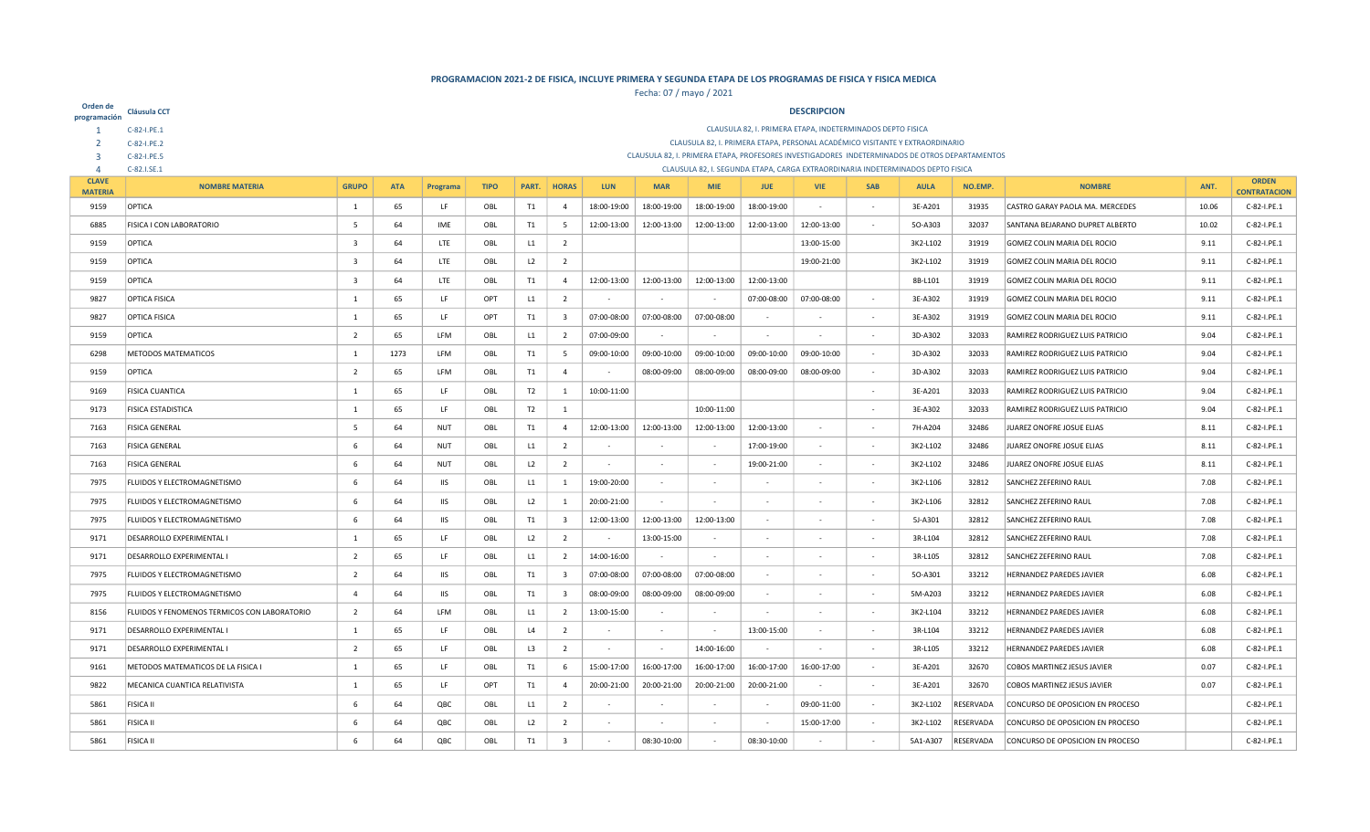# PROGRAMACION 2021-2 DE FISICA, INCLUYE PRIMERA Y SEGUNDA ETAPA DE LOS PROGRAMAS DE FISICA Y FISICA MEDICA

Fecha: 07 / mayo / 2021

| Orden de programación | Cláusula CCT | DESCRIPCION |
|---|---|---|
| 1 | C-82-I.PE.1 | CLAUSULA 82, I. PRIMERA ETAPA, INDETERMINADOS DEPTO FISICA |
| 2 | C-82-I.PE.2 | CLAUSULA 82, I. PRIMERA ETAPA, PERSONAL ACADÉMICO VISITANTE Y EXTRAORDINARIO |
| 3 | C-82-I.PE.5 | CLAUSULA 82, I. PRIMERA ETAPA, PROFESORES INVESTIGADORES INDETERMINADOS DE OTROS DEPARTAMENTOS |
| 4 | C-82.I.SE.1 | CLAUSULA 82, I. SEGUNDA ETAPA, CARGA EXTRAORDINARIA INDETERMINADOS DEPTO FISICA |

| CLAVE MATERIA | NOMBRE MATERIA | GRUPO | ATA | Programa | TIPO | PART. | HORAS | LUN | MAR | MIE | JUE | VIE | SAB | AULA | NO.EMP. | NOMBRE | ANT. | ORDEN CONTRATACION |
|---|---|---|---|---|---|---|---|---|---|---|---|---|---|---|---|---|---|---|
| 9159 | OPTICA | 1 | 65 | LF | OBL | T1 | 4 | 18:00-19:00 | 18:00-19:00 | 18:00-19:00 | 18:00-19:00 | - | - | 3E-A201 | 31935 | CASTRO GARAY PAOLA MA. MERCEDES | 10.06 | C-82-I.PE.1 |
| 6885 | FISICA I CON LABORATORIO | 5 | 64 | IME | OBL | T1 | 5 | 12:00-13:00 | 12:00-13:00 | 12:00-13:00 | 12:00-13:00 | 12:00-13:00 | - | 5O-A303 | 32037 | SANTANA BEJARANO DUPRET ALBERTO | 10.02 | C-82-I.PE.1 |
| 9159 | OPTICA | 3 | 64 | LTE | OBL | L1 | 2 | | | | | 13:00-15:00 | | 3K2-L102 | 31919 | GOMEZ COLIN MARIA DEL ROCIO | 9.11 | C-82-I.PE.1 |
| 9159 | OPTICA | 3 | 64 | LTE | OBL | L2 | 2 | | | | | 19:00-21:00 | | 3K2-L102 | 31919 | GOMEZ COLIN MARIA DEL ROCIO | 9.11 | C-82-I.PE.1 |
| 9159 | OPTICA | 3 | 64 | LTE | OBL | T1 | 4 | 12:00-13:00 | 12:00-13:00 | 12:00-13:00 | 12:00-13:00 | | | 8B-L101 | 31919 | GOMEZ COLIN MARIA DEL ROCIO | 9.11 | C-82-I.PE.1 |
| 9827 | OPTICA FISICA | 1 | 65 | LF | OPT | L1 | 2 | - | - | - | 07:00-08:00 | 07:00-08:00 | - | 3E-A302 | 31919 | GOMEZ COLIN MARIA DEL ROCIO | 9.11 | C-82-I.PE.1 |
| 9827 | OPTICA FISICA | 1 | 65 | LF | OPT | T1 | 3 | 07:00-08:00 | 07:00-08:00 | 07:00-08:00 | - | - | - | 3E-A302 | 31919 | GOMEZ COLIN MARIA DEL ROCIO | 9.11 | C-82-I.PE.1 |
| 9159 | OPTICA | 2 | 65 | LFM | OBL | L1 | 2 | 07:00-09:00 | - | - | - | - | - | 3D-A302 | 32033 | RAMIREZ RODRIGUEZ LUIS PATRICIO | 9.04 | C-82-I.PE.1 |
| 6298 | METODOS MATEMATICOS | 1 | 1273 | LFM | OBL | T1 | 5 | 09:00-10:00 | 09:00-10:00 | 09:00-10:00 | 09:00-10:00 | 09:00-10:00 | - | 3D-A302 | 32033 | RAMIREZ RODRIGUEZ LUIS PATRICIO | 9.04 | C-82-I.PE.1 |
| 9159 | OPTICA | 2 | 65 | LFM | OBL | T1 | 4 | - | 08:00-09:00 | 08:00-09:00 | 08:00-09:00 | 08:00-09:00 | - | 3D-A302 | 32033 | RAMIREZ RODRIGUEZ LUIS PATRICIO | 9.04 | C-82-I.PE.1 |
| 9169 | FISICA CUANTICA | 1 | 65 | LF | OBL | T2 | 1 | 10:00-11:00 | | | | | - | 3E-A201 | 32033 | RAMIREZ RODRIGUEZ LUIS PATRICIO | 9.04 | C-82-I.PE.1 |
| 9173 | FISICA ESTADISTICA | 1 | 65 | LF | OBL | T2 | 1 | | | 10:00-11:00 | | | - | 3E-A302 | 32033 | RAMIREZ RODRIGUEZ LUIS PATRICIO | 9.04 | C-82-I.PE.1 |
| 7163 | FISICA GENERAL | 5 | 64 | NUT | OBL | T1 | 4 | 12:00-13:00 | 12:00-13:00 | 12:00-13:00 | 12:00-13:00 | - | - | 7H-A204 | 32486 | JUAREZ ONOFRE JOSUE ELIAS | 8.11 | C-82-I.PE.1 |
| 7163 | FISICA GENERAL | 6 | 64 | NUT | OBL | L1 | 2 | - | - | - | 17:00-19:00 | - | - | 3K2-L102 | 32486 | JUAREZ ONOFRE JOSUE ELIAS | 8.11 | C-82-I.PE.1 |
| 7163 | FISICA GENERAL | 6 | 64 | NUT | OBL | L2 | 2 | - | - | - | 19:00-21:00 | - | - | 3K2-L102 | 32486 | JUAREZ ONOFRE JOSUE ELIAS | 8.11 | C-82-I.PE.1 |
| 7975 | FLUIDOS Y ELECTROMAGNETISMO | 6 | 64 | IIS | OBL | L1 | 1 | 19:00-20:00 | - | - | - | - | - | 3K2-L106 | 32812 | SANCHEZ ZEFERINO RAUL | 7.08 | C-82-I.PE.1 |
| 7975 | FLUIDOS Y ELECTROMAGNETISMO | 6 | 64 | IIS | OBL | L2 | 1 | 20:00-21:00 | - | - | - | - | - | 3K2-L106 | 32812 | SANCHEZ ZEFERINO RAUL | 7.08 | C-82-I.PE.1 |
| 7975 | FLUIDOS Y ELECTROMAGNETISMO | 6 | 64 | IIS | OBL | T1 | 3 | 12:00-13:00 | 12:00-13:00 | 12:00-13:00 | - | - | - | 5J-A301 | 32812 | SANCHEZ ZEFERINO RAUL | 7.08 | C-82-I.PE.1 |
| 9171 | DESARROLLO EXPERIMENTAL I | 1 | 65 | LF | OBL | L2 | 2 | - | 13:00-15:00 | - | - | - | - | 3R-L104 | 32812 | SANCHEZ ZEFERINO RAUL | 7.08 | C-82-I.PE.1 |
| 9171 | DESARROLLO EXPERIMENTAL I | 2 | 65 | LF | OBL | L1 | 2 | 14:00-16:00 | - | - | - | - | - | 3R-L105 | 32812 | SANCHEZ ZEFERINO RAUL | 7.08 | C-82-I.PE.1 |
| 7975 | FLUIDOS Y ELECTROMAGNETISMO | 2 | 64 | IIS | OBL | T1 | 3 | 07:00-08:00 | 07:00-08:00 | 07:00-08:00 | - | - | - | 5O-A301 | 33212 | HERNANDEZ PAREDES JAVIER | 6.08 | C-82-I.PE.1 |
| 7975 | FLUIDOS Y ELECTROMAGNETISMO | 4 | 64 | IIS | OBL | T1 | 3 | 08:00-09:00 | 08:00-09:00 | 08:00-09:00 | - | - | - | 5M-A203 | 33212 | HERNANDEZ PAREDES JAVIER | 6.08 | C-82-I.PE.1 |
| 8156 | FLUIDOS Y FENOMENOS TERMICOS CON LABORATORIO | 2 | 64 | LFM | OBL | L1 | 2 | 13:00-15:00 | - | - | - | - | - | 3K2-L104 | 33212 | HERNANDEZ PAREDES JAVIER | 6.08 | C-82-I.PE.1 |
| 9171 | DESARROLLO EXPERIMENTAL I | 1 | 65 | LF | OBL | L4 | 2 | - | - | - | 13:00-15:00 | - | - | 3R-L104 | 33212 | HERNANDEZ PAREDES JAVIER | 6.08 | C-82-I.PE.1 |
| 9171 | DESARROLLO EXPERIMENTAL I | 2 | 65 | LF | OBL | L3 | 2 | - | - | 14:00-16:00 | - | - | - | 3R-L105 | 33212 | HERNANDEZ PAREDES JAVIER | 6.08 | C-82-I.PE.1 |
| 9161 | METODOS MATEMATICOS DE LA FISICA I | 1 | 65 | LF | OBL | T1 | 6 | 15:00-17:00 | 16:00-17:00 | 16:00-17:00 | 16:00-17:00 | 16:00-17:00 | - | 3E-A201 | 32670 | COBOS MARTINEZ JESUS JAVIER | 0.07 | C-82-I.PE.1 |
| 9822 | MECANICA CUANTICA RELATIVISTA | 1 | 65 | LF | OPT | T1 | 4 | 20:00-21:00 | 20:00-21:00 | 20:00-21:00 | 20:00-21:00 | - | - | 3E-A201 | 32670 | COBOS MARTINEZ JESUS JAVIER | 0.07 | C-82-I.PE.1 |
| 5861 | FISICA II | 6 | 64 | QBC | OBL | L1 | 2 | - | - | - | - | 09:00-11:00 | - | 3K2-L102 | RESERVADA | CONCURSO DE OPOSICION EN PROCESO | | C-82-I.PE.1 |
| 5861 | FISICA II | 6 | 64 | QBC | OBL | L2 | 2 | - | - | - | - | 15:00-17:00 | - | 3K2-L102 | RESERVADA | CONCURSO DE OPOSICION EN PROCESO | | C-82-I.PE.1 |
| 5861 | FISICA II | 6 | 64 | QBC | OBL | T1 | 3 | - | 08:30-10:00 | - | 08:30-10:00 | - | - | 5A1-A307 | RESERVADA | CONCURSO DE OPOSICION EN PROCESO | | C-82-I.PE.1 |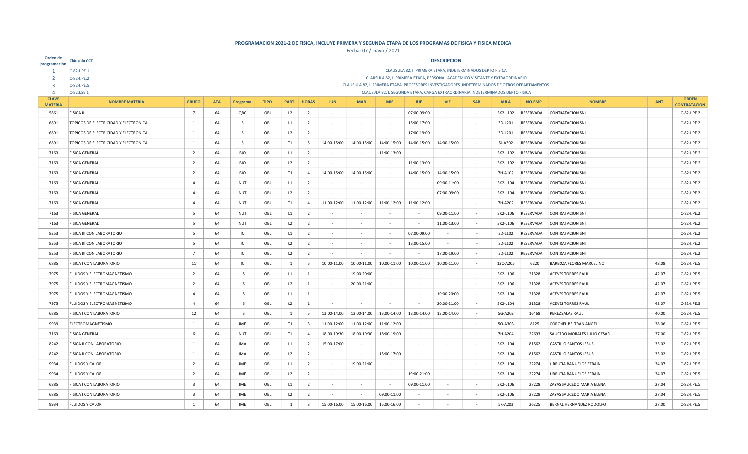# PROGRAMACION 2021-2 DE FISICA, INCLUYE PRIMERA Y SEGUNDA ETAPA DE LOS PROGRAMAS DE FISICA Y FISICA MEDICA

Fecha: 07 / mayo / 2021

| Orden de programación | Cláusula CCT | DESCRIPCION |
|---|---|---|
| 1 | C-82-I.PE.1 | CLAUSULA 82, I. PRIMERA ETAPA, INDETERMINADOS DEPTO FISICA |
| 2 | C-82-I.PE.2 | CLAUSULA 82, I. PRIMERA ETAPA, PERSONAL ACADÉMICO VISITANTE Y EXTRAORDINARIO |
| 3 | C-82-I.PE.5 | CLAUSULA 82, I. PRIMERA ETAPA, PROFESORES INVESTIGADORES INDETERMINADOS DE OTROS DEPARTAMENTOS |
| 4 | C-82.I.SE.1 | CLAUSULA 82, I. SEGUNDA ETAPA, CARGA EXTRAORDINARIA INDETERMINADOS DEPTO FISICA |

| CLAVE MATERIA | NOMBRE MATERIA | GRUPO | ATA | Programa | TIPO | PART. | HORAS | LUN | MAR | MIE | JUE | VIE | SAB | AULA | NO.EMP. | NOMBRE | ANT. | ORDEN CONTRATACION |
|---|---|---|---|---|---|---|---|---|---|---|---|---|---|---|---|---|---|---|
| 5861 | FISICA II | 7 | 64 | QBC | OBL | L2 | 2 | - | - | - | 07:00-09:00 | - | - | 3K2-L102 | RESERVADA | CONTRATACION SNI | | C-82-I.PE.2 |
| 6891 | TOPICOS DE ELECTRICIDAD Y ELECTRONICA | 1 | 64 | ISI | OBL | L1 | 2 | - | - | - | 15:00-17:00 | - | - | 3D-L201 | RESERVADA | CONTRATACION SNI | | C-82-I.PE.2 |
| 6891 | TOPICOS DE ELECTRICIDAD Y ELECTRONICA | 1 | 64 | ISI | OBL | L2 | 2 | - | - | - | 17:00-19:00 | - | - | 3D-L201 | RESERVADA | CONTRATACION SNI | | C-82-I.PE.2 |
| 6891 | TOPICOS DE ELECTRICIDAD Y ELECTRONICA | 1 | 64 | ISI | OBL | T1 | 5 | 14:00-15:00 | 14:00-15:00 | 14:00-15:00 | 14:00-15:00 | 14:00-15:00 | - | 5J-A302 | RESERVADA | CONTRATACION SNI | | C-82-I.PE.2 |
| 7163 | FISICA GENERAL | 2 | 64 | BIO | OBL | L1 | 2 | - | - | 11:00-13:00 | - | - | - | 3K2-L102 | RESERVADA | CONTRATACION SNI | | C-82-I.PE.2 |
| 7163 | FISICA GENERAL | 2 | 64 | BIO | OBL | L2 | 2 | - | - | - | 11:00-13:00 | - | - | 3K2-L102 | RESERVADA | CONTRATACION SNI | | C-82-I.PE.2 |
| 7163 | FISICA GENERAL | 2 | 64 | BIO | OBL | T1 | 4 | 14:00-15:00 | 14:00-15:00 | - | 14:00-15:00 | 14:00-15:00 | - | 7H-A102 | RESERVADA | CONTRATACION SNI | | C-82-I.PE.2 |
| 7163 | FISICA GENERAL | 4 | 64 | NUT | OBL | L1 | 2 | - | - | - | - | 09:00-11:00 | - | 3K2-L104 | RESERVADA | CONTRATACION SNI | | C-82-I.PE.2 |
| 7163 | FISICA GENERAL | 4 | 64 | NUT | OBL | L2 | 2 | - | - | - | - | 07:00-09:00 | - | 3K2-L104 | RESERVADA | CONTRATACION SNI | | C-82-I.PE.2 |
| 7163 | FISICA GENERAL | 4 | 64 | NUT | OBL | T1 | 4 | 11:00-12:00 | 11:00-12:00 | 11:00-12:00 | 11:00-12:00 | - | - | 7H-A202 | RESERVADA | CONTRATACION SNI | | C-82-I.PE.2 |
| 7163 | FISICA GENERAL | 5 | 64 | NUT | OBL | L1 | 2 | - | - | - | - | 09:00-11:00 | - | 3K2-L106 | RESERVADA | CONTRATACION SNI | | C-82-I.PE.2 |
| 7163 | FISICA GENERAL | 5 | 64 | NUT | OBL | L2 | 2 | - | - | - | - | 11:00-13:00 | - | 3K2-L106 | RESERVADA | CONTRATACION SNI | | C-82-I.PE.2 |
| 8253 | FISICA III CON LABORATORIO | 5 | 64 | IC | OBL | L1 | 2 | - | - | - | 07:00-09:00 | - | - | 3D-L102 | RESERVADA | CONTRATACION SNI | | C-82-I.PE.2 |
| 8253 | FISICA III CON LABORATORIO | 5 | 64 | IC | OBL | L2 | 2 | - | - | - | 13:00-15:00 | - | - | 3D-L102 | RESERVADA | CONTRATACION SNI | | C-82-I.PE.2 |
| 8253 | FISICA III CON LABORATORIO | 7 | 64 | IC | OBL | L2 | 2 | - | - | - | - | 17:00-19:00 | - | 3D-L102 | RESERVADA | CONTRATACION SNI | | C-82-I.PE.2 |
| 6885 | FISICA I CON LABORATORIO | 11 | 64 | IC | OBL | T1 | 5 | 10:00-11:00 | 10:00-11:00 | 10:00-11:00 | 10:00-11:00 | 10:00-11:00 | - | 12C-A205 | 6220 | BARBOZA FLORES MARCELINO | 48.08 | C-82-I.PE.5 |
| 7975 | FLUIDOS Y ELECTROMAGNETISMO | 2 | 64 | IIS | OBL | L1 | 1 | - | 19:00-20:00 | - | - | - | - | 3K2-L106 | 21328 | ACEVES TORRES RAUL | 42.07 | C-82-I.PE.5 |
| 7975 | FLUIDOS Y ELECTROMAGNETISMO | 2 | 64 | IIS | OBL | L2 | 1 | - | 20:00-21:00 | - | - | - | - | 3K2-L106 | 21328 | ACEVES TORRES RAUL | 42.07 | C-82-I.PE.5 |
| 7975 | FLUIDOS Y ELECTROMAGNETISMO | 4 | 64 | IIS | OBL | L1 | 1 | - | - | - | - | 19:00-20:00 | - | 3K2-L104 | 21328 | ACEVES TORRES RAUL | 42.07 | C-82-I.PE.5 |
| 7975 | FLUIDOS Y ELECTROMAGNETISMO | 4 | 64 | IIS | OBL | L2 | 1 | - | - | - | - | 20:00-21:00 | - | 3K2-L104 | 21328 | ACEVES TORRES RAUL | 42.07 | C-82-I.PE.5 |
| 6885 | FISICA I CON LABORATORIO | 12 | 64 | IIS | OBL | T1 | 5 | 13:00-14:00 | 13:00-14:00 | 13:00-14:00 | 13:00-14:00 | 13:00-14:00 | - | 5G-A202 | 16468 | PEREZ SALAS RAUL | 40.00 | C-82-I.PE.5 |
| 9939 | ELECTROMAGNETISMO | 1 | 64 | IME | OBL | T1 | 3 | 11:00-12:00 | 11:00-12:00 | 11:00-12:00 | - | - | - | 5O-A303 | 8125 | CORONEL BELTRAN ANGEL | 38.06 | C-82-I.PE.5 |
| 7163 | FISICA GENERAL | 6 | 64 | NUT | OBL | T1 | 4 | 18:00-19:30 | 18:00-19:30 | 18:00-19:00 | - | - | - | 7H-A204 | 22693 | SAUCEDO MORALES JULIO CESAR | 37.00 | C-82-I.PE.5 |
| 8242 | FISICA II CON LABORATORIO | 1 | 64 | IMA | OBL | L1 | 2 | 15:00-17:00 | - | - | - | - | - | 3K2-L104 | 81562 | CASTILLO SANTOS JESUS | 35.02 | C-82-I.PE.5 |
| 8242 | FISICA II CON LABORATORIO | 1 | 64 | IMA | OBL | L2 | 2 | - | - | 15:00-17:00 | - | - | - | 3K2-L104 | 81562 | CASTILLO SANTOS JESUS | 35.02 | C-82-I.PE.5 |
| 9934 | FLUIDOS Y CALOR | 2 | 64 | IME | OBL | L1 | 2 | - | 19:00-21:00 | - | - | - | - | 3K2-L104 | 22274 | URRUTIA BAÑUELOS EFRAIN | 34.07 | C-82-I.PE.5 |
| 9934 | FLUIDOS Y CALOR | 2 | 64 | IME | OBL | L2 | 2 | - | - | - | 19:00-21:00 | - | - | 3K2-L104 | 22274 | URRUTIA BAÑUELOS EFRAIN | 34.07 | C-82-I.PE.5 |
| 6885 | FISICA I CON LABORATORIO | 3 | 64 | IME | OBL | L1 | 2 | - | - | - | 09:00-11:00 | - | - | 3K2-L106 | 27228 | ZAYAS SAUCEDO MARIA ELENA | 27.04 | C-82-I.PE.5 |
| 6885 | FISICA I CON LABORATORIO | 3 | 64 | IME | OBL | L2 | 2 | - | - | 09:00-11:00 | - | - | - | 3K2-L106 | 27228 | ZAYAS SAUCEDO MARIA ELENA | 27.04 | C-82-I.PE.5 |
| 9934 | FLUIDOS Y CALOR | 1 | 64 | IME | OBL | T1 | 3 | 15:00-16:00 | 15:00-16:00 | 15:00-16:00 | - | - | - | 5K-A203 | 26225 | BERNAL HERNANDEZ RODOLFO | 27.00 | C-82-I.PE.5 |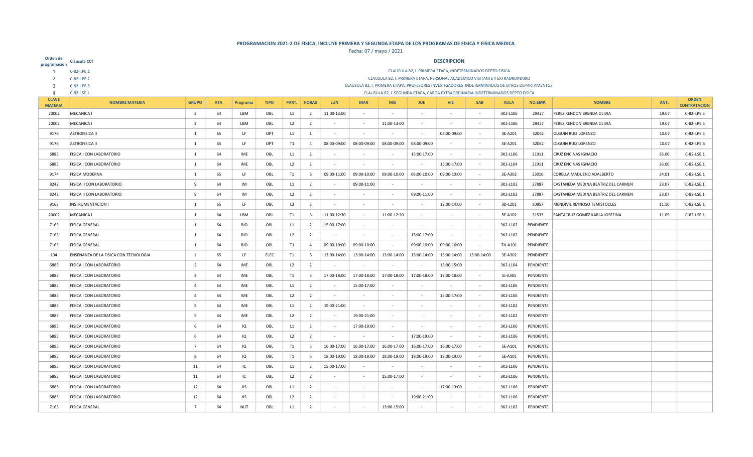**PROGRAMACION 2021-2 DE FISICA, INCLUYE PRIMERA Y SEGUNDA ETAPA DE LOS PROGRAMAS DE FISICA Y FISICA MEDICA**

Fecha: 07 / mayo / 2021

| Orden de programación | Cláusula CCT | DESCRIPCION |
|---|---|---|
| 1 | C-82-I.PE.1 | CLAUSULA 82, I. PRIMERA ETAPA, INDETERMINADOS DEPTO FISICA |
| 2 | C-82-I.PE.2 | CLAUSULA 82, I. PRIMERA ETAPA, PERSONAL ACADÉMICO VISITANTE Y EXTRAORDINARIO |
| 3 | C-82-I.PE.5 | CLAUSULA 82, I. PRIMERA ETAPA, PROFESORES INVESTIGADORES INDETERMINADOS DE OTROS DEPARTAMENTOS |
| 4 | C-82.I.SE.1 | CLAUSULA 82, I. SEGUNDA ETAPA, CARGA EXTRAORDINARIA INDETERMINADOS DEPTO FISICA |

| CLAVE MATERIA | NOMBRE MATERIA | GRUPO | ATA | Programa | TIPO | PART. | HORAS | LUN | MAR | MIE | JUE | VIE | SAB | AULA | NO.EMP. | NOMBRE | ANT. | ORDEN CONTRATACION |
|---|---|---|---|---|---|---|---|---|---|---|---|---|---|---|---|---|---|---|
| 20002 | MECANICA I | 2 | 64 | LBM | OBL | L1 | 2 | 11:00-13:00 | - | - | - | - | - | 3K2-L106 | 29427 | PEREZ RENDON BRENDA OLIVIA | 19.07 | C-82-I.PE.5 |
| 20002 | MECANICA I | 2 | 64 | LBM | OBL | L2 | 2 | - | - | 11:00-13:00 | - | - | - | 3K2-L106 | 29427 | PEREZ RENDON BRENDA OLIVIA | 19.07 | C-82-I.PE.5 |
| 9176 | ASTROFISICA II | 1 | 65 | LF | OPT | L1 | 1 | - | - | - | - | 08:00-09:00 | - | 3E-A201 | 32062 | OLGUIN RUIZ LORENZO | 10.07 | C-82-I.PE.5 |
| 9176 | ASTROFISICA II | 1 | 65 | LF | OPT | T1 | 4 | 08:00-09:00 | 08:00-09:00 | 08:00-09:00 | 08:00-09:00 | - | - | 3E-A201 | 32062 | OLGUIN RUIZ LORENZO | 10.07 | C-82-I.PE.5 |
| 6885 | FISICA I CON LABORATORIO | 1 | 64 | IME | OBL | L1 | 2 | - | - | - | 15:00-17:00 | - | - | 3K2-L106 | 21911 | CRUZ ENCINAS IGNACIO | 36.00 | C-82-I.SE.1 |
| 6885 | FISICA I CON LABORATORIO | 1 | 64 | IME | OBL | L2 | 2 | - | - | - | - | 15:00-17:00 | - | 3K2-L104 | 21911 | CRUZ ENCINAS IGNACIO | 36.00 | C-82-I.SE.1 |
| 9174 | FISICA MODERNA | 1 | 65 | LF | OBL | T1 | 6 | 09:00-11:00 | 09:00-10:00 | 09:00-10:00 | 09:00-10:00 | 09:00-10:00 | - | 3E-A302 | 23010 | CORELLA MADUENO ADALBERTO | 34.01 | C-82-I.SE.1 |
| 8242 | FISICA II CON LABORATORIO | 9 | 64 | IM | OBL | L1 | 2 | - | 09:00-11:00 | - | - | - | - | 3K2-L102 | 27887 | CASTANEDA MEDINA BEATRIZ DEL CARMEN | 23.07 | C-82-I.SE.1 |
| 8242 | FISICA II CON LABORATORIO | 9 | 64 | IM | OBL | L2 | 2 | - | - | - | 09:00-11:00 | - | - | 3K2-L102 | 27887 | CASTANEDA MEDINA BEATRIZ DEL CARMEN | 23.07 | C-82-I.SE.1 |
| 9163 | INSTRUMENTACION I | 1 | 65 | LF | OBL | L3 | 2 | - | - | - | - | 12:00-14:00 | - | 3D-L201 | 30957 | MENDIVIL REYNOSO TEMISTOCLES | 11.10 | C-82-I.SE.1 |
| 20002 | MECANICA I | 1 | 64 | LBM | OBL | T1 | 3 | 11:00-12:30 | - | 11:00-12:30 | - | - | - | 5E-A102 | 31533 | SANTACRUZ GOMEZ KARLA JOSEFINA | 11.09 | C-82-I.SE.1 |
| 7163 | FISICA GENERAL | 1 | 64 | BIO | OBL | L1 | 2 | 15:00-17:00 | - | - | - | - | - | 3K2-L102 | PENDIENTE | | | |
| 7163 | FISICA GENERAL | 1 | 64 | BIO | OBL | L2 | 2 | - | - | - | 15:00-17:00 | - | - | 3K2-L102 | PENDIENTE | | | |
| 7163 | FISICA GENERAL | 1 | 64 | BIO | OBL | T1 | 4 | 09:00-10:00 | 09:00-10:00 | - | 09:00-10:00 | 09:00-10:00 | - | 7H-A101 | PENDIENTE | | | |
| 104 | ENSENANZA DE LA FISICA CON TECNOLOGIA | 1 | 65 | LF | ELEC | T1 | 6 | 13:00-14:00 | 13:00-14:00 | 13:00-14:00 | 13:00-14:00 | 13:00-14:00 | 13:00-14:00 | 3E-A302 | PENDIENTE | | | |
| 6885 | FISICA I CON LABORATORIO | 2 | 64 | IME | OBL | L2 | 2 | - | - | - | - | 13:00-15:00 | - | 3K2-L104 | PENDIENTE | | | |
| 6885 | FISICA I CON LABORATORIO | 3 | 64 | IME | OBL | T1 | 5 | 17:00-18:00 | 17:00-18:00 | 17:00-18:00 | 17:00-18:00 | 17:00-18:00 | - | 5J-A305 | PENDIENTE | | | |
| 6885 | FISICA I CON LABORATORIO | 4 | 64 | IME | OBL | L1 | 2 | - | 15:00-17:00 | - | - | - | - | 3K2-L106 | PENDIENTE | | | |
| 6885 | FISICA I CON LABORATORIO | 4 | 64 | IME | OBL | L2 | 2 | - | - | - | - | 15:00-17:00 | - | 3K2-L106 | PENDIENTE | | | |
| 6885 | FISICA I CON LABORATORIO | 5 | 64 | IME | OBL | L1 | 2 | 19:00-21:00 | - | - | - | - | - | 3K2-L102 | PENDIENTE | | | |
| 6885 | FISICA I CON LABORATORIO | 5 | 64 | IME | OBL | L2 | 2 | - | 19:00-21:00 | - | . | - | - | 3K2-L102 | PENDIENTE | | | |
| 6885 | FISICA I CON LABORATORIO | 6 | 64 | IQ | OBL | L1 | 2 | - | 17:00-19:00 | - | - | - | - | 3K2-L106 | PENDIENTE | | | |
| 6885 | FISICA I CON LABORATORIO | 6 | 64 | IQ | OBL | L2 | 2 | - | - | - | 17:00-19:00 | - | - | 3K2-L106 | PENDIENTE | | | |
| 6885 | FISICA I CON LABORATORIO | 7 | 64 | IQ | OBL | T1 | 5 | 16:00-17:00 | 16:00-17:00 | 16:00-17:00 | 16:00-17:00 | 16:00-17:00 | - | 5E-A101 | PENDIENTE | | | |
| 6885 | FISICA I CON LABORATORIO | 8 | 64 | IQ | OBL | T1 | 5 | 18:00-19:00 | 18:00-19:00 | 18:00-19:00 | 18:00-19:00 | 18:00-19:00 | - | 5E-A101 | PENDIENTE | | | |
| 6885 | FISICA I CON LABORATORIO | 11 | 64 | IC | OBL | L1 | 2 | 15:00-17:00 | - | - | - | - | - | 3K2-L106 | PENDIENTE | | | |
| 6885 | FISICA I CON LABORATORIO | 11 | 64 | IC | OBL | L2 | 2 | - | - | 15:00-17:00 | - | - | - | 3K2-L106 | PENDIENTE | | | |
| 6885 | FISICA I CON LABORATORIO | 12 | 64 | IIS | OBL | L1 | 2 | - | - | - | - | 17:00-19:00 | - | 3K2-L106 | PENDIENTE | | | |
| 6885 | FISICA I CON LABORATORIO | 12 | 64 | IIS | OBL | L2 | 2 | - | - | - | 19:00-21:00 | - | - | 3K2-L106 | PENDIENTE | | | |
| 7163 | FISICA GENERAL | 7 | 64 | NUT | OBL | L1 | 2 | - | - | 13:00-15:00 | - | - | - | 3K2-L102 | PENDIENTE | | | |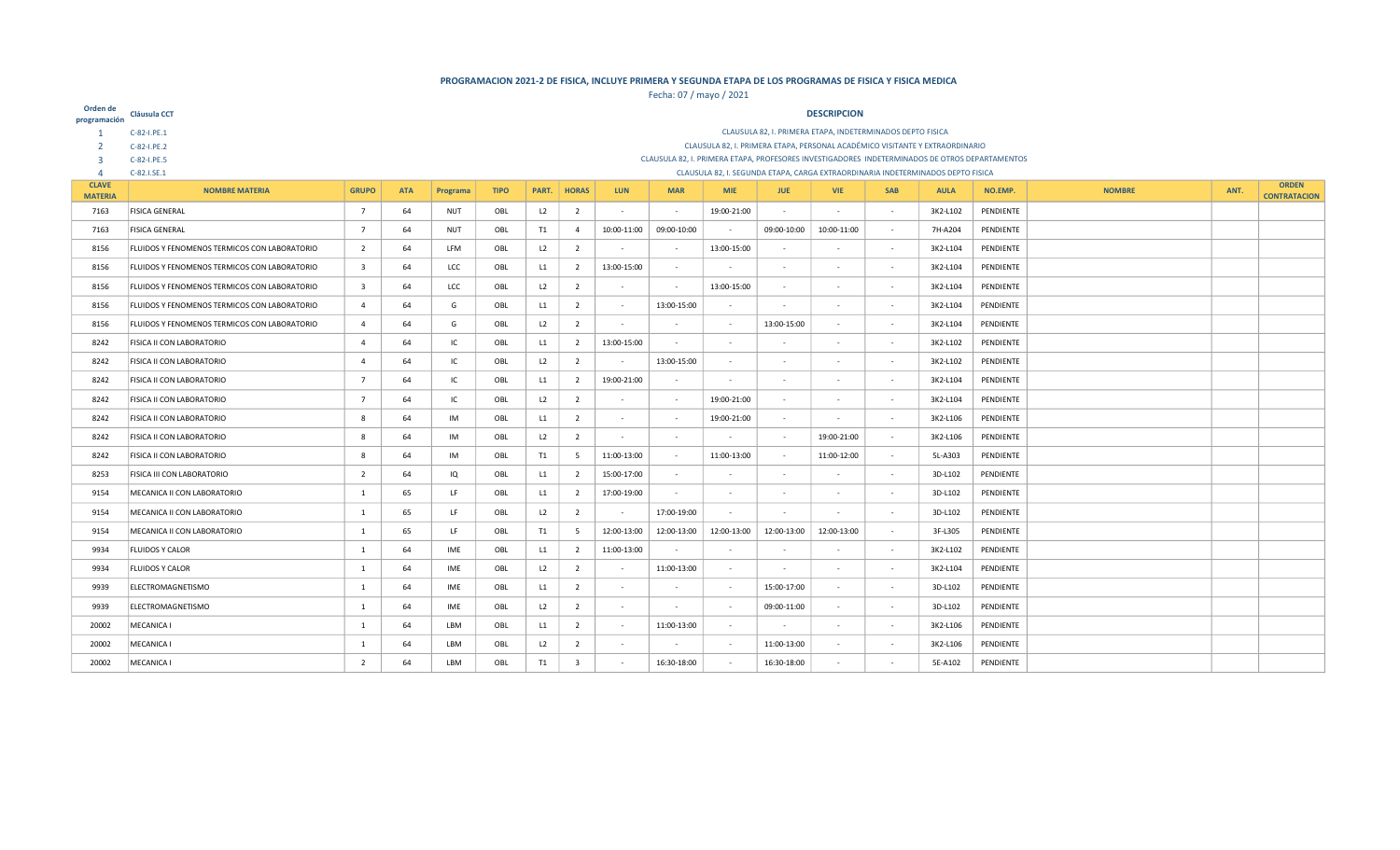**PROGRAMACION 2021-2 DE FISICA, INCLUYE PRIMERA Y SEGUNDA ETAPA DE LOS PROGRAMAS DE FISICA Y FISICA MEDICA**

Fecha: 07 / mayo / 2021

| Orden de programación | Cláusula CCT | DESCRIPCION |
|---|---|---|
| 1 | C-82-I.PE.1 | CLAUSULA 82, I. PRIMERA ETAPA, INDETERMINADOS DEPTO FISICA |
| 2 | C-82-I.PE.2 | CLAUSULA 82, I. PRIMERA ETAPA, PERSONAL ACADÉMICO VISITANTE Y EXTRAORDINARIO |
| 3 | C-82-I.PE.5 | CLAUSULA 82, I. PRIMERA ETAPA, PROFESORES INVESTIGADORES INDETERMINADOS DE OTROS DEPARTAMENTOS |
| 4 | C-82.I.SE.1 | CLAUSULA 82, I. SEGUNDA ETAPA, CARGA EXTRAORDINARIA INDETERMINADOS DEPTO FISICA |

| CLAVE MATERIA | NOMBRE MATERIA | GRUPO | ATA | Programa | TIPO | PART. | HORAS | LUN | MAR | MIE | JUE | VIE | SAB | AULA | NO.EMP. | NOMBRE | ANT. | ORDEN CONTRATACION |
|---|---|---|---|---|---|---|---|---|---|---|---|---|---|---|---|---|---|---|
| 7163 | FISICA GENERAL | 7 | 64 | NUT | OBL | L2 | 2 | - | - | 19:00-21:00 | - | - | - | 3K2-L102 | PENDIENTE | | | |
| 7163 | FISICA GENERAL | 7 | 64 | NUT | OBL | T1 | 4 | 10:00-11:00 | 09:00-10:00 | - | 09:00-10:00 | 10:00-11:00 | - | 7H-A204 | PENDIENTE | | | |
| 8156 | FLUIDOS Y FENOMENOS TERMICOS CON LABORATORIO | 2 | 64 | LFM | OBL | L2 | 2 | - | - | 13:00-15:00 | - | - | - | 3K2-L104 | PENDIENTE | | | |
| 8156 | FLUIDOS Y FENOMENOS TERMICOS CON LABORATORIO | 3 | 64 | LCC | OBL | L1 | 2 | 13:00-15:00 | - | - | - | - | - | 3K2-L104 | PENDIENTE | | | |
| 8156 | FLUIDOS Y FENOMENOS TERMICOS CON LABORATORIO | 3 | 64 | LCC | OBL | L2 | 2 | - | - | 13:00-15:00 | - | - | - | 3K2-L104 | PENDIENTE | | | |
| 8156 | FLUIDOS Y FENOMENOS TERMICOS CON LABORATORIO | 4 | 64 | G | OBL | L1 | 2 | - | 13:00-15:00 | - | - | - | - | 3K2-L104 | PENDIENTE | | | |
| 8156 | FLUIDOS Y FENOMENOS TERMICOS CON LABORATORIO | 4 | 64 | G | OBL | L2 | 2 | - | - | - | 13:00-15:00 | - | - | 3K2-L104 | PENDIENTE | | | |
| 8242 | FISICA II CON LABORATORIO | 4 | 64 | IC | OBL | L1 | 2 | 13:00-15:00 | - | - | - | - | - | 3K2-L102 | PENDIENTE | | | |
| 8242 | FISICA II CON LABORATORIO | 4 | 64 | IC | OBL | L2 | 2 | - | 13:00-15:00 | - | - | - | - | 3K2-L102 | PENDIENTE | | | |
| 8242 | FISICA II CON LABORATORIO | 7 | 64 | IC | OBL | L1 | 2 | 19:00-21:00 | - | - | - | - | - | 3K2-L104 | PENDIENTE | | | |
| 8242 | FISICA II CON LABORATORIO | 7 | 64 | IC | OBL | L2 | 2 | - | - | 19:00-21:00 | - | - | - | 3K2-L104 | PENDIENTE | | | |
| 8242 | FISICA II CON LABORATORIO | 8 | 64 | IM | OBL | L1 | 2 | - | - | 19:00-21:00 | - | - | - | 3K2-L106 | PENDIENTE | | | |
| 8242 | FISICA II CON LABORATORIO | 8 | 64 | IM | OBL | L2 | 2 | - | - | - | - | 19:00-21:00 | - | 3K2-L106 | PENDIENTE | | | |
| 8242 | FISICA II CON LABORATORIO | 8 | 64 | IM | OBL | T1 | 5 | 11:00-13:00 | - | 11:00-13:00 | - | 11:00-12:00 | - | 5L-A303 | PENDIENTE | | | |
| 8253 | FISICA III CON LABORATORIO | 2 | 64 | IQ | OBL | L1 | 2 | 15:00-17:00 | - | - | - | - | - | 3D-L102 | PENDIENTE | | | |
| 9154 | MECANICA II CON LABORATORIO | 1 | 65 | LF | OBL | L1 | 2 | 17:00-19:00 | - | - | - | - | - | 3D-L102 | PENDIENTE | | | |
| 9154 | MECANICA II CON LABORATORIO | 1 | 65 | LF | OBL | L2 | 2 | - | 17:00-19:00 | - | - | - | - | 3D-L102 | PENDIENTE | | | |
| 9154 | MECANICA II CON LABORATORIO | 1 | 65 | LF | OBL | T1 | 5 | 12:00-13:00 | 12:00-13:00 | 12:00-13:00 | 12:00-13:00 | 12:00-13:00 | - | 3F-L305 | PENDIENTE | | | |
| 9934 | FLUIDOS Y CALOR | 1 | 64 | IME | OBL | L1 | 2 | 11:00-13:00 | - | - | - | - | - | 3K2-L102 | PENDIENTE | | | |
| 9934 | FLUIDOS Y CALOR | 1 | 64 | IME | OBL | L2 | 2 | - | 11:00-13:00 | - | - | - | - | 3K2-L104 | PENDIENTE | | | |
| 9939 | ELECTROMAGNETISMO | 1 | 64 | IME | OBL | L1 | 2 | - | - | - | 15:00-17:00 | - | - | 3D-L102 | PENDIENTE | | | |
| 9939 | ELECTROMAGNETISMO | 1 | 64 | IME | OBL | L2 | 2 | - | - | - | 09:00-11:00 | - | - | 3D-L102 | PENDIENTE | | | |
| 20002 | MECANICA I | 1 | 64 | LBM | OBL | L1 | 2 | - | 11:00-13:00 | - | - | - | - | 3K2-L106 | PENDIENTE | | | |
| 20002 | MECANICA I | 1 | 64 | LBM | OBL | L2 | 2 | - | - | - | 11:00-13:00 | - | - | 3K2-L106 | PENDIENTE | | | |
| 20002 | MECANICA I | 2 | 64 | LBM | OBL | T1 | 3 | - | 16:30-18:00 | - | 16:30-18:00 | - | - | 5E-A102 | PENDIENTE | | | |